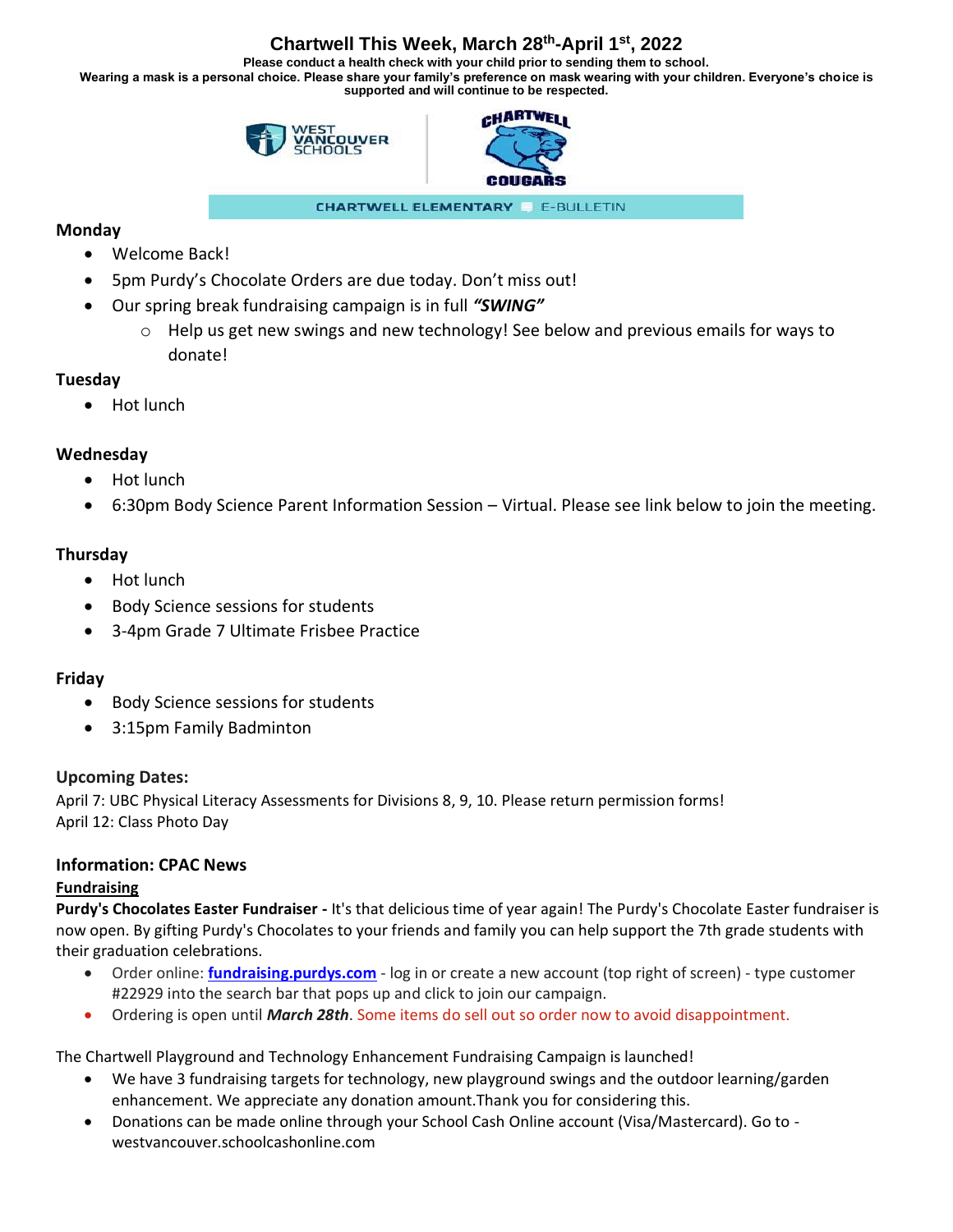# Chartwell This Week, March 28th-April 1st, 2022

**Please conduct a health check with your child prior to sending them to school.**
**Wearing a mask is a personal choice. Please share your family's preference on mask wearing with your children. Everyone's choice is supported and will continue to be respected.**

WEST VANCOUVER SCHOOLS | CHARTWELL COUGARS

CHARTWELL ELEMENTARY E-BULLETIN

### Monday

- Welcome Back!
- 5pm Purdy's Chocolate Orders are due today. Don't miss out!
- Our spring break fundraising campaign is in full ***"SWING"***
    - Help us get new swings and new technology! See below and previous emails for ways to donate!

### Tuesday

- Hot lunch

### Wednesday

- Hot lunch
- 6:30pm Body Science Parent Information Session – Virtual. Please see link below to join the meeting.

### Thursday

- Hot lunch
- Body Science sessions for students
- 3-4pm Grade 7 Ultimate Frisbee Practice

### Friday

- Body Science sessions for students
- 3:15pm Family Badminton

### Upcoming Dates:

April 7: UBC Physical Literacy Assessments for Divisions 8, 9, 10. Please return permission forms!
April 12: Class Photo Day

### Information: CPAC News

**Fundraising**

**Purdy's Chocolates Easter Fundraiser -** It's that delicious time of year again! The Purdy's Chocolate Easter fundraiser is now open. By gifting Purdy's Chocolates to your friends and family you can help support the 7th grade students with their graduation celebrations.

- Order online: **fundraising.purdys.com** - log in or create a new account (top right of screen) - type customer #22929 into the search bar that pops up and click to join our campaign.
- Ordering is open until ***March 28th***. Some items do sell out so order now to avoid disappointment.

The Chartwell Playground and Technology Enhancement Fundraising Campaign is launched!

- We have 3 fundraising targets for technology, new playground swings and the outdoor learning/garden enhancement. We appreciate any donation amount.Thank you for considering this.
- Donations can be made online through your School Cash Online account (Visa/Mastercard). Go to - westvancouver.schoolcashonline.com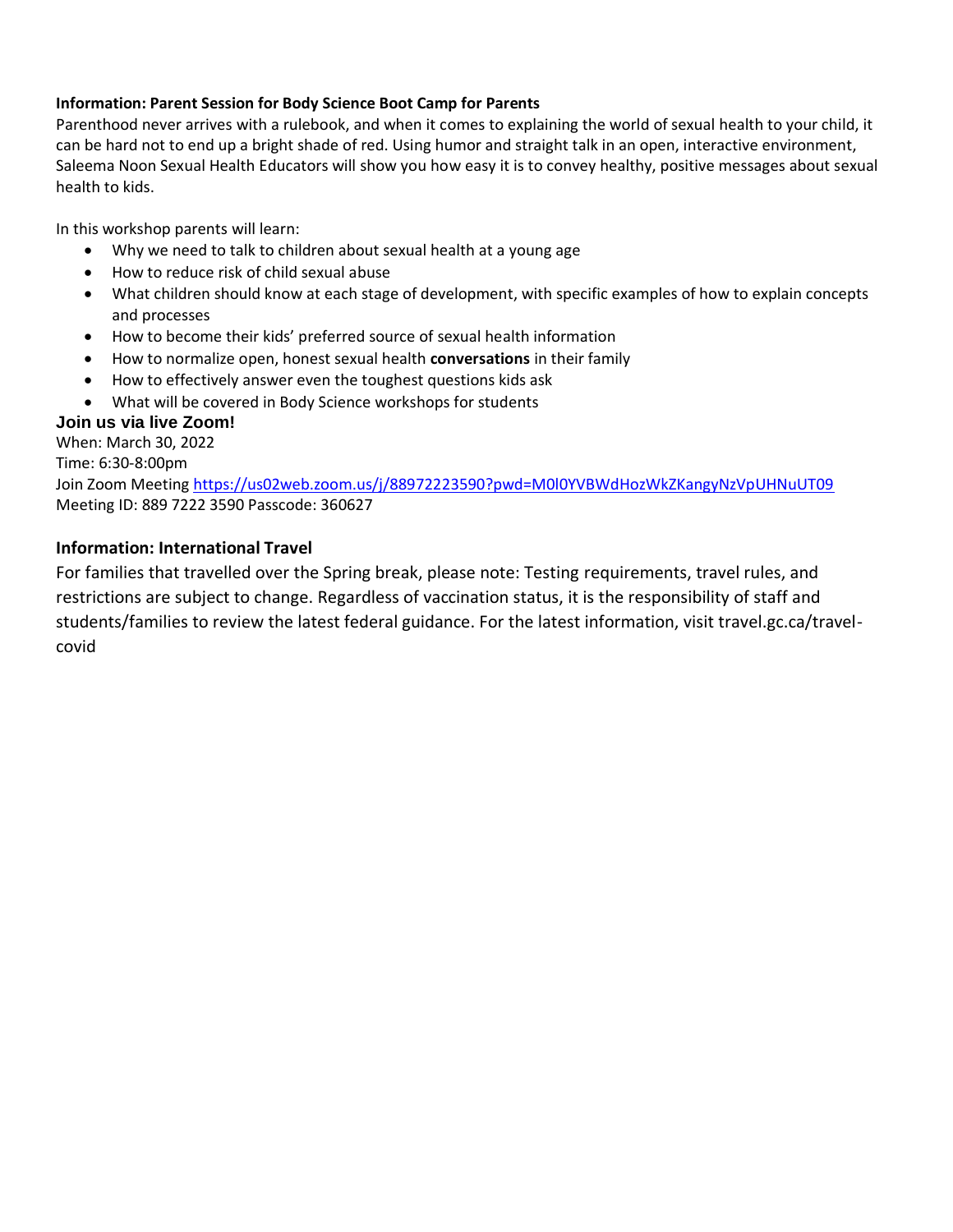**Information: Parent Session for Body Science Boot Camp for Parents**

Parenthood never arrives with a rulebook, and when it comes to explaining the world of sexual health to your child, it can be hard not to end up a bright shade of red. Using humor and straight talk in an open, interactive environment, Saleema Noon Sexual Health Educators will show you how easy it is to convey healthy, positive messages about sexual health to kids.

In this workshop parents will learn:

- Why we need to talk to children about sexual health at a young age
- How to reduce risk of child sexual abuse
- What children should know at each stage of development, with specific examples of how to explain concepts and processes
- How to become their kids' preferred source of sexual health information
- How to normalize open, honest sexual health **conversations** in their family
- How to effectively answer even the toughest questions kids ask
- What will be covered in Body Science workshops for students

**Join us via live Zoom!**

When: March 30, 2022
Time: 6:30-8:00pm
Join Zoom Meeting https://us02web.zoom.us/j/88972223590?pwd=M0l0YVBWdHozWkZKangyNzVpUHNuUT09
Meeting ID: 889 7222 3590 Passcode: 360627

**Information: International Travel**

For families that travelled over the Spring break, please note: Testing requirements, travel rules, and restrictions are subject to change. Regardless of vaccination status, it is the responsibility of staff and students/families to review the latest federal guidance. For the latest information, visit travel.gc.ca/travel-covid